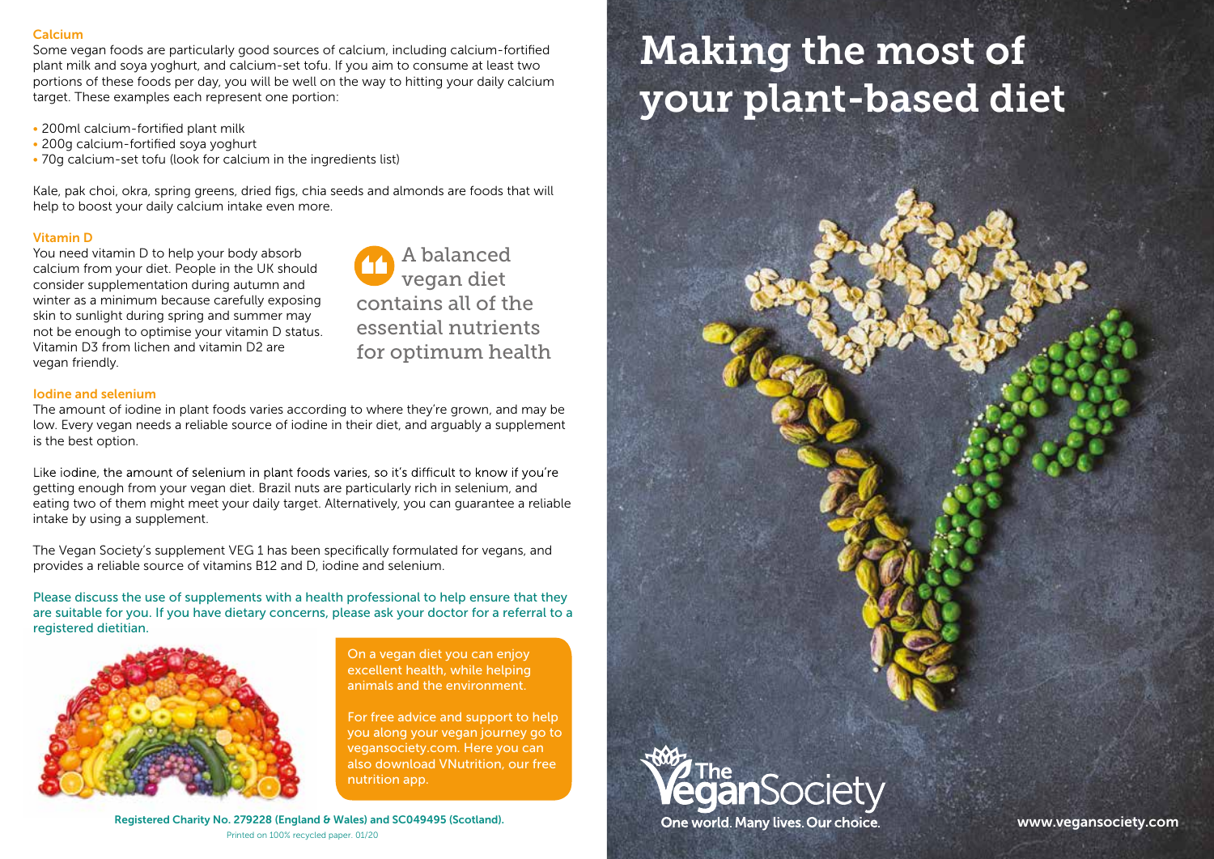### Calcium

Some vegan foods are particularly good sources of calcium, including calcium-fortified plant milk and soya yoghurt, and calcium-set tofu. If you aim to consume at least two portions of these foods per day, you will be well on the way to hitting your daily calcium target. These examples each represent one portion:

- 200ml calcium-fortified plant milk
- 200g calcium-fortified soya yoghurt
- 70g calcium-set tofu (look for calcium in the ingredients list)

Kale, pak choi, okra, spring greens, dried figs, chia seeds and almonds are foods that will help to boost your daily calcium intake even more.

### Vitamin D

You need vitamin D to help your body absorb calcium from your diet. People in the UK should consider supplementation during autumn and winter as a minimum because carefully exposing skin to sunlight during spring and summer may not be enough to optimise your vitamin D status. Vitamin D3 from lichen and vitamin D2 are vegan friendly.

> A balanced vegan diet contains all of the essential nutrients for optimum health

### Iodine and selenium

The amount of iodine in plant foods varies according to where they're grown, and may be low. Every vegan needs a reliable source of iodine in their diet, and arguably a supplement is the best option.

Like iodine, the amount of selenium in plant foods varies, so it's difficult to know if you're getting enough from your vegan diet. Brazil nuts are particularly rich in selenium, and eating two of them might meet your daily target. Alternatively, you can guarantee a reliable intake by using a supplement.

The Vegan Society's supplement VEG 1 has been specifically formulated for vegans, and provides a reliable source of vitamins B12 and D, iodine and selenium.

Please discuss the use of supplements with a health professional to help ensure that they are suitable for you. If you have dietary concerns, please ask your doctor for a referral to a registered dietitian.

On a vegan diet you can enjoy excellent health, while helping animals and the environment.

For free advice and support to help you along your vegan journey go to vegansociety.com. Here you can also download VNutrition, our free nutrition app.

Registered Charity No. 279228 (England & Wales) and SC049495 (Scotland).

Printed on 100% recycled paper. 01/20

# Making the most of your plant-based diet

The Vegan Society

One world. Many lives. Our choice.

www.vegansociety.com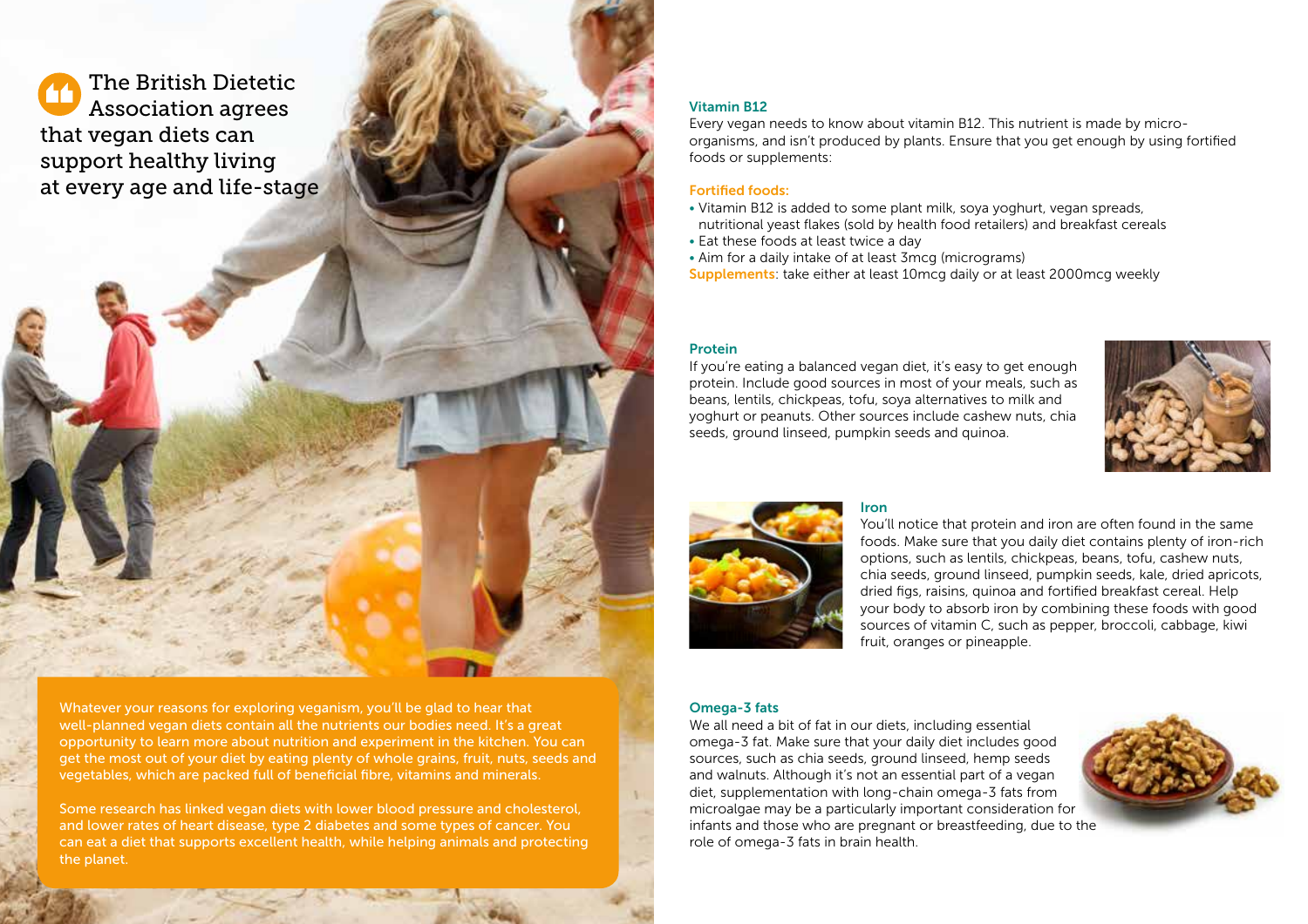The British Dietetic Association agrees that vegan diets can support healthy living at every age and life-stage

Whatever your reasons for exploring veganism, you'll be glad to hear that well-planned vegan diets contain all the nutrients our bodies need. It's a great opportunity to learn more about nutrition and experiment in the kitchen. You can get the most out of your diet by eating plenty of whole grains, fruit, nuts, seeds and vegetables, which are packed full of beneficial fibre, vitamins and minerals.

Some research has linked vegan diets with lower blood pressure and cholesterol, and lower rates of heart disease, type 2 diabetes and some types of cancer. You can eat a diet that supports excellent health, while helping animals and protecting the planet.

### Vitamin B12

Every vegan needs to know about vitamin B12. This nutrient is made by micro-organisms, and isn't produced by plants. Ensure that you get enough by using fortified foods or supplements:

**Fortified foods:**

- Vitamin B12 is added to some plant milk, soya yoghurt, vegan spreads, nutritional yeast flakes (sold by health food retailers) and breakfast cereals
- Eat these foods at least twice a day
- Aim for a daily intake of at least 3mcg (micrograms)

**Supplements**: take either at least 10mcg daily or at least 2000mcg weekly

### Protein

If you're eating a balanced vegan diet, it's easy to get enough protein. Include good sources in most of your meals, such as beans, lentils, chickpeas, tofu, soya alternatives to milk and yoghurt or peanuts. Other sources include cashew nuts, chia seeds, ground linseed, pumpkin seeds and quinoa.

### Iron

You'll notice that protein and iron are often found in the same foods. Make sure that you daily diet contains plenty of iron-rich options, such as lentils, chickpeas, beans, tofu, cashew nuts, chia seeds, ground linseed, pumpkin seeds, kale, dried apricots, dried figs, raisins, quinoa and fortified breakfast cereal. Help your body to absorb iron by combining these foods with good sources of vitamin C, such as pepper, broccoli, cabbage, kiwi fruit, oranges or pineapple.

### Omega-3 fats

We all need a bit of fat in our diets, including essential omega-3 fat. Make sure that your daily diet includes good sources, such as chia seeds, ground linseed, hemp seeds and walnuts. Although it's not an essential part of a vegan diet, supplementation with long-chain omega-3 fats from microalgae may be a particularly important consideration for infants and those who are pregnant or breastfeeding, due to the role of omega-3 fats in brain health.